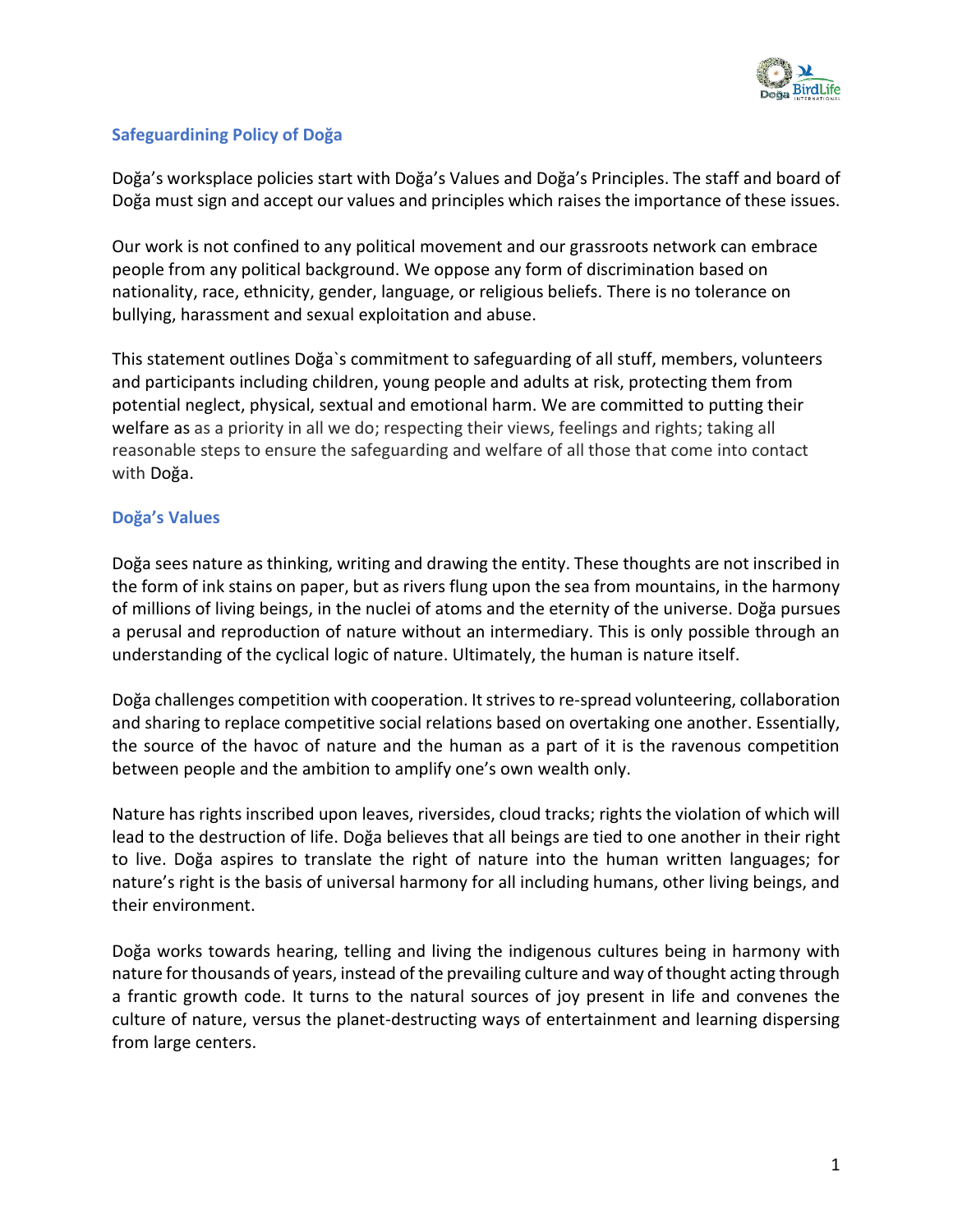## Safeguardining Policy of Doğa

Doğa's worksplace policies start with Doğa's Values and Doğa's Principles. The staff and board of Doğa must sign and accept our values and principles which raises the importance of these issues.

Our work is not confined to any political movement and our grassroots network can embrace people from any political background. We oppose any form of discrimination based on nationality, race, ethnicity, gender, language, or religious beliefs. There is no tolerance on bullying, harassment and sexual exploitation and abuse.

This statement outlines Doğa`s commitment to safeguarding of all stuff, members, volunteers and participants including children, young people and adults at risk, protecting them from potential neglect, physical, sexual and emotional harm. We are committed to putting their welfare as as a priority in all we do; respecting their views, feelings and rights; taking all reasonable steps to ensure the safeguarding and welfare of all those that come into contact with Doğa.

## Doğa's Values

Doğa sees nature as thinking, writing and drawing the entity. These thoughts are not inscribed in the form of ink stains on paper, but as rivers flung upon the sea from mountains, in the harmony of millions of living beings, in the nuclei of atoms and the eternity of the universe. Doğa pursues a perusal and reproduction of nature without an intermediary. This is only possible through an understanding of the cyclical logic of nature. Ultimately, the human is nature itself.

Doğa challenges competition with cooperation. It strives to re-spread volunteering, collaboration and sharing to replace competitive social relations based on overtaking one another. Essentially, the source of the havoc of nature and the human as a part of it is the ravenous competition between people and the ambition to amplify one's own wealth only.

Nature has rights inscribed upon leaves, riversides, cloud tracks; rights the violation of which will lead to the destruction of life. Doğa believes that all beings are tied to one another in their right to live. Doğa aspires to translate the right of nature into the human written languages; for nature's right is the basis of universal harmony for all including humans, other living beings, and their environment.

Doğa works towards hearing, telling and living the indigenous cultures being in harmony with nature for thousands of years, instead of the prevailing culture and way of thought acting through a frantic growth code. It turns to the natural sources of joy present in life and convenes the culture of nature, versus the planet-destructing ways of entertainment and learning dispersing from large centers.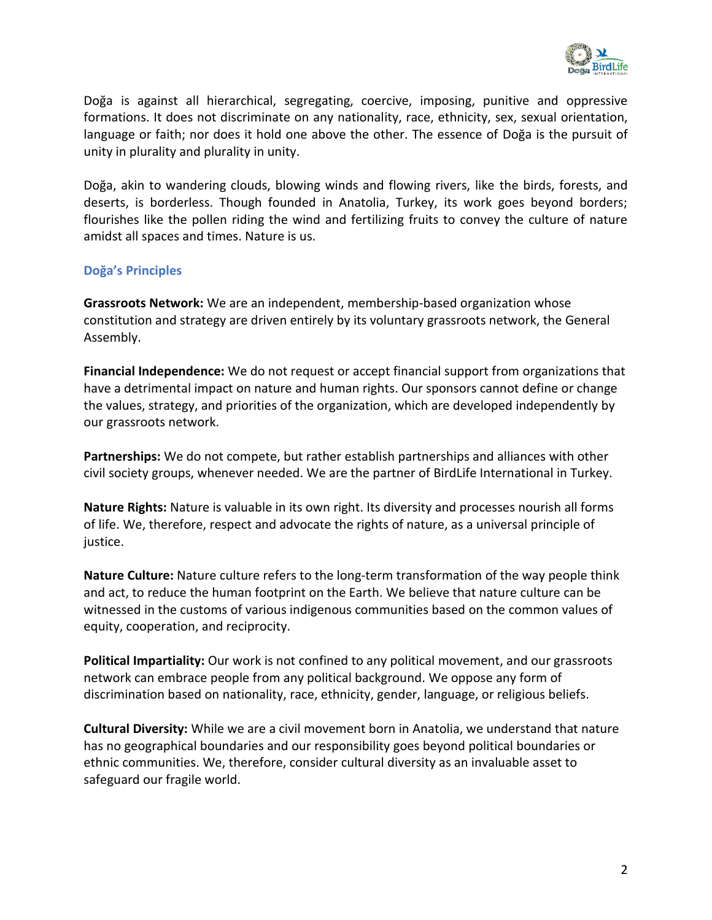Doğa is against all hierarchical, segregating, coercive, imposing, punitive and oppressive formations. It does not discriminate on any nationality, race, ethnicity, sex, sexual orientation, language or faith; nor does it hold one above the other. The essence of Doğa is the pursuit of unity in plurality and plurality in unity.

Doğa, akin to wandering clouds, blowing winds and flowing rivers, like the birds, forests, and deserts, is borderless. Though founded in Anatolia, Turkey, its work goes beyond borders; flourishes like the pollen riding the wind and fertilizing fruits to convey the culture of nature amidst all spaces and times. Nature is us.

## Doğa's Principles

**Grassroots Network:** We are an independent, membership-based organization whose constitution and strategy are driven entirely by its voluntary grassroots network, the General Assembly.

**Financial Independence:** We do not request or accept financial support from organizations that have a detrimental impact on nature and human rights. Our sponsors cannot define or change the values, strategy, and priorities of the organization, which are developed independently by our grassroots network.

**Partnerships:** We do not compete, but rather establish partnerships and alliances with other civil society groups, whenever needed. We are the partner of BirdLife International in Turkey.

**Nature Rights:** Nature is valuable in its own right. Its diversity and processes nourish all forms of life. We, therefore, respect and advocate the rights of nature, as a universal principle of justice.

**Nature Culture:** Nature culture refers to the long-term transformation of the way people think and act, to reduce the human footprint on the Earth. We believe that nature culture can be witnessed in the customs of various indigenous communities based on the common values of equity, cooperation, and reciprocity.

**Political Impartiality:** Our work is not confined to any political movement, and our grassroots network can embrace people from any political background. We oppose any form of discrimination based on nationality, race, ethnicity, gender, language, or religious beliefs.

**Cultural Diversity:** While we are a civil movement born in Anatolia, we understand that nature has no geographical boundaries and our responsibility goes beyond political boundaries or ethnic communities. We, therefore, consider cultural diversity as an invaluable asset to safeguard our fragile world.